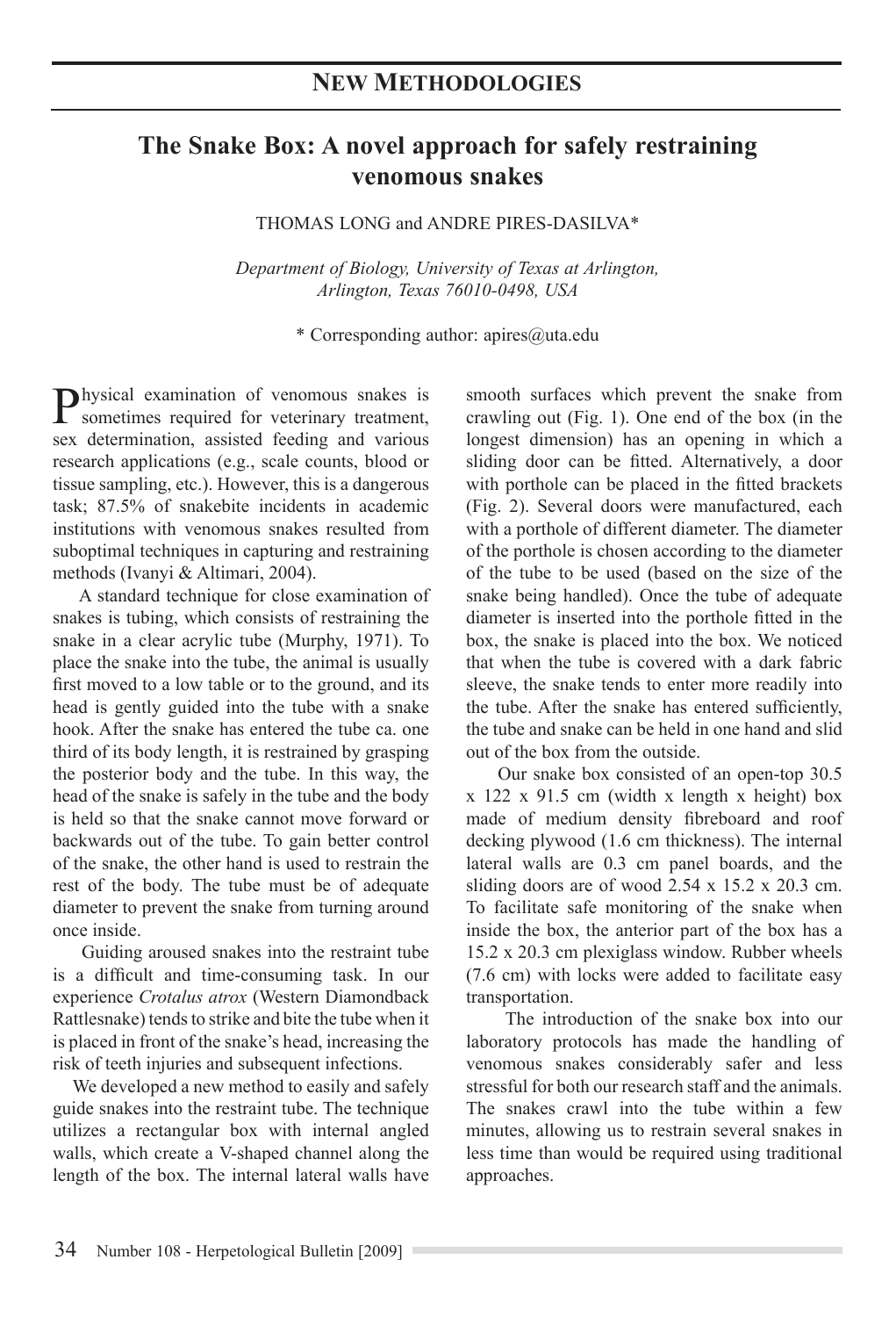## NEW METHODOLOGIES

# The Snake Box: A novel approach for safely restraining venomous snakes

THOMAS LONG and ANDRE PIRES-DASILVA*

*Department of Biology, University of Texas at Arlington, Arlington, Texas 76010-0498, USA*

\* Corresponding author: apires@uta.edu

Physical examination of venomous snakes is sometimes required for veterinary treatment, sex determination, assisted feeding and various research applications (e.g., scale counts, blood or tissue sampling, etc.). However, this is a dangerous task; 87.5% of snakebite incidents in academic institutions with venomous snakes resulted from suboptimal techniques in capturing and restraining methods (Ivanyi & Altimari, 2004).

A standard technique for close examination of snakes is tubing, which consists of restraining the snake in a clear acrylic tube (Murphy, 1971). To place the snake into the tube, the animal is usually first moved to a low table or to the ground, and its head is gently guided into the tube with a snake hook. After the snake has entered the tube ca. one third of its body length, it is restrained by grasping the posterior body and the tube. In this way, the head of the snake is safely in the tube and the body is held so that the snake cannot move forward or backwards out of the tube. To gain better control of the snake, the other hand is used to restrain the rest of the body. The tube must be of adequate diameter to prevent the snake from turning around once inside.

Guiding aroused snakes into the restraint tube is a difficult and time-consuming task. In our experience *Crotalus atrox* (Western Diamondback Rattlesnake) tends to strike and bite the tube when it is placed in front of the snake's head, increasing the risk of teeth injuries and subsequent infections.

We developed a new method to easily and safely guide snakes into the restraint tube. The technique utilizes a rectangular box with internal angled walls, which create a V-shaped channel along the length of the box. The internal lateral walls have smooth surfaces which prevent the snake from crawling out (Fig. 1). One end of the box (in the longest dimension) has an opening in which a sliding door can be fitted. Alternatively, a door with porthole can be placed in the fitted brackets (Fig. 2). Several doors were manufactured, each with a porthole of different diameter. The diameter of the porthole is chosen according to the diameter of the tube to be used (based on the size of the snake being handled). Once the tube of adequate diameter is inserted into the porthole fitted in the box, the snake is placed into the box. We noticed that when the tube is covered with a dark fabric sleeve, the snake tends to enter more readily into the tube. After the snake has entered sufficiently, the tube and snake can be held in one hand and slid out of the box from the outside.

Our snake box consisted of an open-top 30.5 x 122 x 91.5 cm (width x length x height) box made of medium density fibreboard and roof decking plywood (1.6 cm thickness). The internal lateral walls are 0.3 cm panel boards, and the sliding doors are of wood 2.54 x 15.2 x 20.3 cm. To facilitate safe monitoring of the snake when inside the box, the anterior part of the box has a 15.2 x 20.3 cm plexiglass window. Rubber wheels (7.6 cm) with locks were added to facilitate easy transportation.

The introduction of the snake box into our laboratory protocols has made the handling of venomous snakes considerably safer and less stressful for both our research staff and the animals. The snakes crawl into the tube within a few minutes, allowing us to restrain several snakes in less time than would be required using traditional approaches.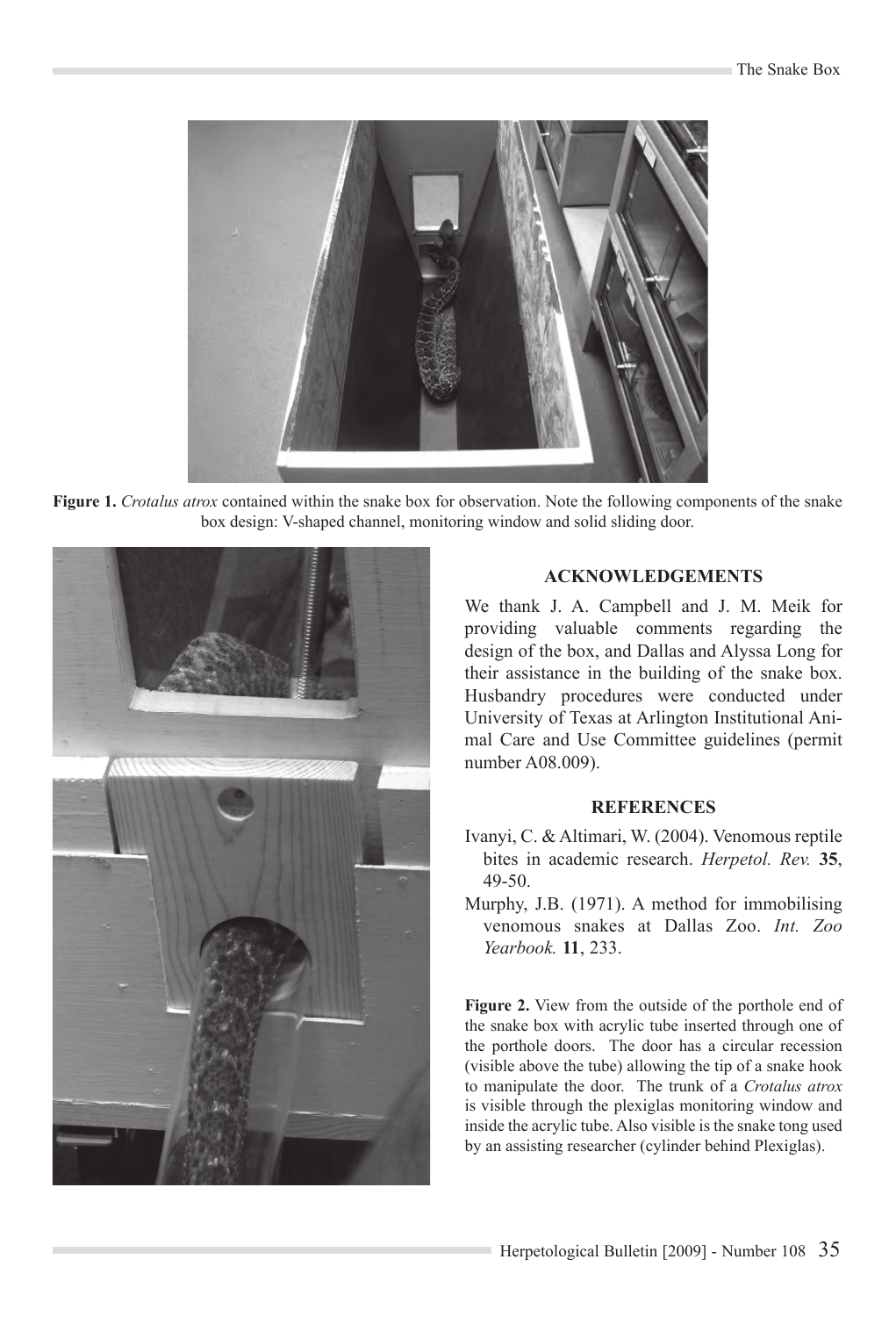**Figure 1.** *Crotalus atrox* contained within the snake box for observation. Note the following components of the snake box design: V-shaped channel, monitoring window and solid sliding door.

## ACKNOWLEDGEMENTS

We thank J. A. Campbell and J. M. Meik for providing valuable comments regarding the design of the box, and Dallas and Alyssa Long for their assistance in the building of the snake box. Husbandry procedures were conducted under University of Texas at Arlington Institutional Animal Care and Use Committee guidelines (permit number A08.009).

## REFERENCES

Ivanyi, C. & Altimari, W. (2004). Venomous reptile bites in academic research. *Herpetol. Rev.* **35**, 49-50.

Murphy, J.B. (1971). A method for immobilising venomous snakes at Dallas Zoo. *Int. Zoo Yearbook.* **11**, 233.

**Figure 2.** View from the outside of the porthole end of the snake box with acrylic tube inserted through one of the porthole doors. The door has a circular recession (visible above the tube) allowing the tip of a snake hook to manipulate the door. The trunk of a *Crotalus atrox* is visible through the plexiglas monitoring window and inside the acrylic tube. Also visible is the snake tong used by an assisting researcher (cylinder behind Plexiglas).